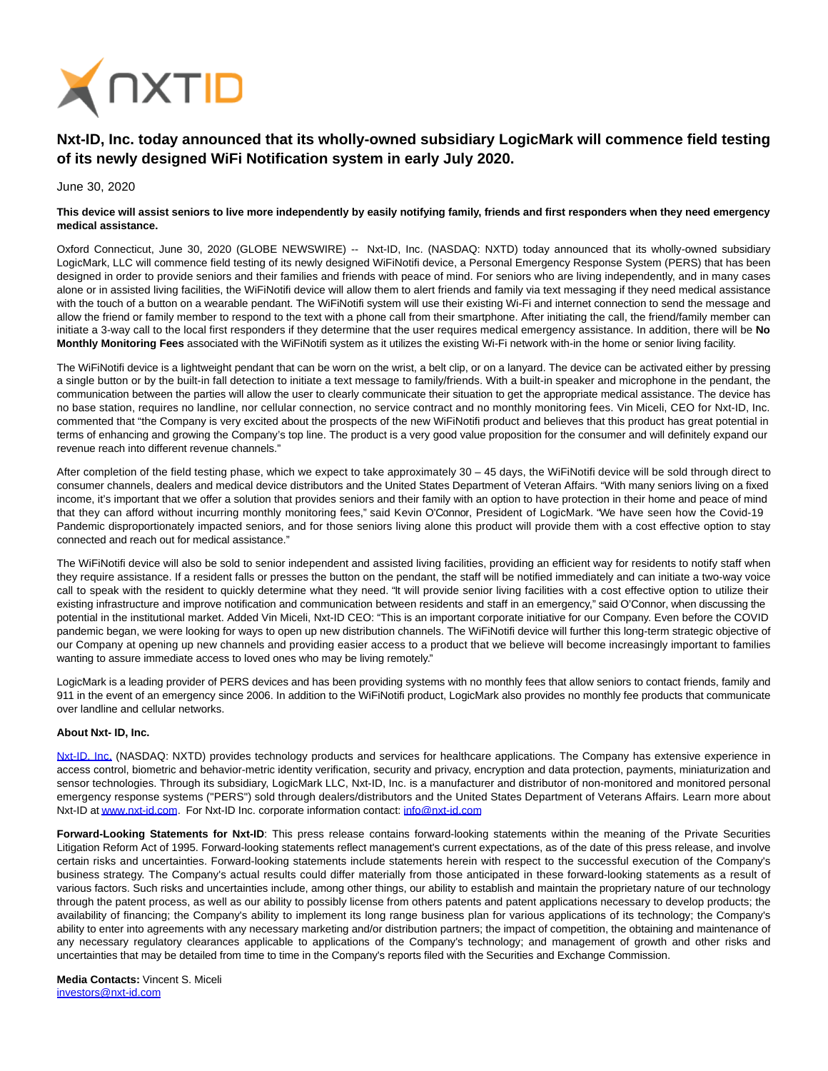# Nxt-ID, Inc. today announced that its wholly-owned subsidiary LogicMark will commence field testing of its newly designed WiFi Notification system in early July 2020.

June 30, 2020

**This device will assist seniors to live more independently by easily notifying family, friends and first responders when they need emergency medical assistance.**

Oxford Connecticut, June 30, 2020 (GLOBE NEWSWIRE) -- Nxt-ID, Inc. (NASDAQ: NXTD) today announced that its wholly-owned subsidiary LogicMark, LLC will commence field testing of its newly designed WiFiNotifi device, a Personal Emergency Response System (PERS) that has been designed in order to provide seniors and their families and friends with peace of mind. For seniors who are living independently, and in many cases alone or in assisted living facilities, the WiFiNotifi device will allow them to alert friends and family via text messaging if they need medical assistance with the touch of a button on a wearable pendant. The WiFiNotifi system will use their existing Wi-Fi and internet connection to send the message and allow the friend or family member to respond to the text with a phone call from their smartphone. After initiating the call, the friend/family member can initiate a 3-way call to the local first responders if they determine that the user requires medical emergency assistance. In addition, there will be **No Monthly Monitoring Fees** associated with the WiFiNotifi system as it utilizes the existing Wi-Fi network with-in the home or senior living facility.

The WiFiNotifi device is a lightweight pendant that can be worn on the wrist, a belt clip, or on a lanyard. The device can be activated either by pressing a single button or by the built-in fall detection to initiate a text message to family/friends. With a built-in speaker and microphone in the pendant, the communication between the parties will allow the user to clearly communicate their situation to get the appropriate medical assistance. The device has no base station, requires no landline, nor cellular connection, no service contract and no monthly monitoring fees. Vin Miceli, CEO for Nxt-ID, Inc. commented that "the Company is very excited about the prospects of the new WiFiNotifi product and believes that this product has great potential in terms of enhancing and growing the Company's top line. The product is a very good value proposition for the consumer and will definitely expand our revenue reach into different revenue channels."

After completion of the field testing phase, which we expect to take approximately 30 – 45 days, the WiFiNotifi device will be sold through direct to consumer channels, dealers and medical device distributors and the United States Department of Veteran Affairs. "With many seniors living on a fixed income, it's important that we offer a solution that provides seniors and their family with an option to have protection in their home and peace of mind that they can afford without incurring monthly monitoring fees," said Kevin O'Connor, President of LogicMark. "We have seen how the Covid-19 Pandemic disproportionately impacted seniors, and for those seniors living alone this product will provide them with a cost effective option to stay connected and reach out for medical assistance."

The WiFiNotifi device will also be sold to senior independent and assisted living facilities, providing an efficient way for residents to notify staff when they require assistance. If a resident falls or presses the button on the pendant, the staff will be notified immediately and can initiate a two-way voice call to speak with the resident to quickly determine what they need. "It will provide senior living facilities with a cost effective option to utilize their existing infrastructure and improve notification and communication between residents and staff in an emergency," said O'Connor, when discussing the potential in the institutional market. Added Vin Miceli, Nxt-ID CEO: "This is an important corporate initiative for our Company. Even before the COVID pandemic began, we were looking for ways to open up new distribution channels. The WiFiNotifi device will further this long-term strategic objective of our Company at opening up new channels and providing easier access to a product that we believe will become increasingly important to families wanting to assure immediate access to loved ones who may be living remotely."

LogicMark is a leading provider of PERS devices and has been providing systems with no monthly fees that allow seniors to contact friends, family and 911 in the event of an emergency since 2006. In addition to the WiFiNotifi product, LogicMark also provides no monthly fee products that communicate over landline and cellular networks.

**About Nxt- ID, Inc.**

Nxt-ID, Inc. (NASDAQ: NXTD) provides technology products and services for healthcare applications. The Company has extensive experience in access control, biometric and behavior-metric identity verification, security and privacy, encryption and data protection, payments, miniaturization and sensor technologies. Through its subsidiary, LogicMark LLC, Nxt-ID, Inc. is a manufacturer and distributor of non-monitored and monitored personal emergency response systems ("PERS") sold through dealers/distributors and the United States Department of Veterans Affairs. Learn more about Nxt-ID at www.nxt-id.com. For Nxt-ID Inc. corporate information contact: info@nxt-id.com

**Forward-Looking Statements for Nxt-ID**: This press release contains forward-looking statements within the meaning of the Private Securities Litigation Reform Act of 1995. Forward-looking statements reflect management's current expectations, as of the date of this press release, and involve certain risks and uncertainties. Forward-looking statements include statements herein with respect to the successful execution of the Company's business strategy. The Company's actual results could differ materially from those anticipated in these forward-looking statements as a result of various factors. Such risks and uncertainties include, among other things, our ability to establish and maintain the proprietary nature of our technology through the patent process, as well as our ability to possibly license from others patents and patent applications necessary to develop products; the availability of financing; the Company's ability to implement its long range business plan for various applications of its technology; the Company's ability to enter into agreements with any necessary marketing and/or distribution partners; the impact of competition, the obtaining and maintenance of any necessary regulatory clearances applicable to applications of the Company's technology; and management of growth and other risks and uncertainties that may be detailed from time to time in the Company's reports filed with the Securities and Exchange Commission.

**Media Contacts:** Vincent S. Miceli
investors@nxt-id.com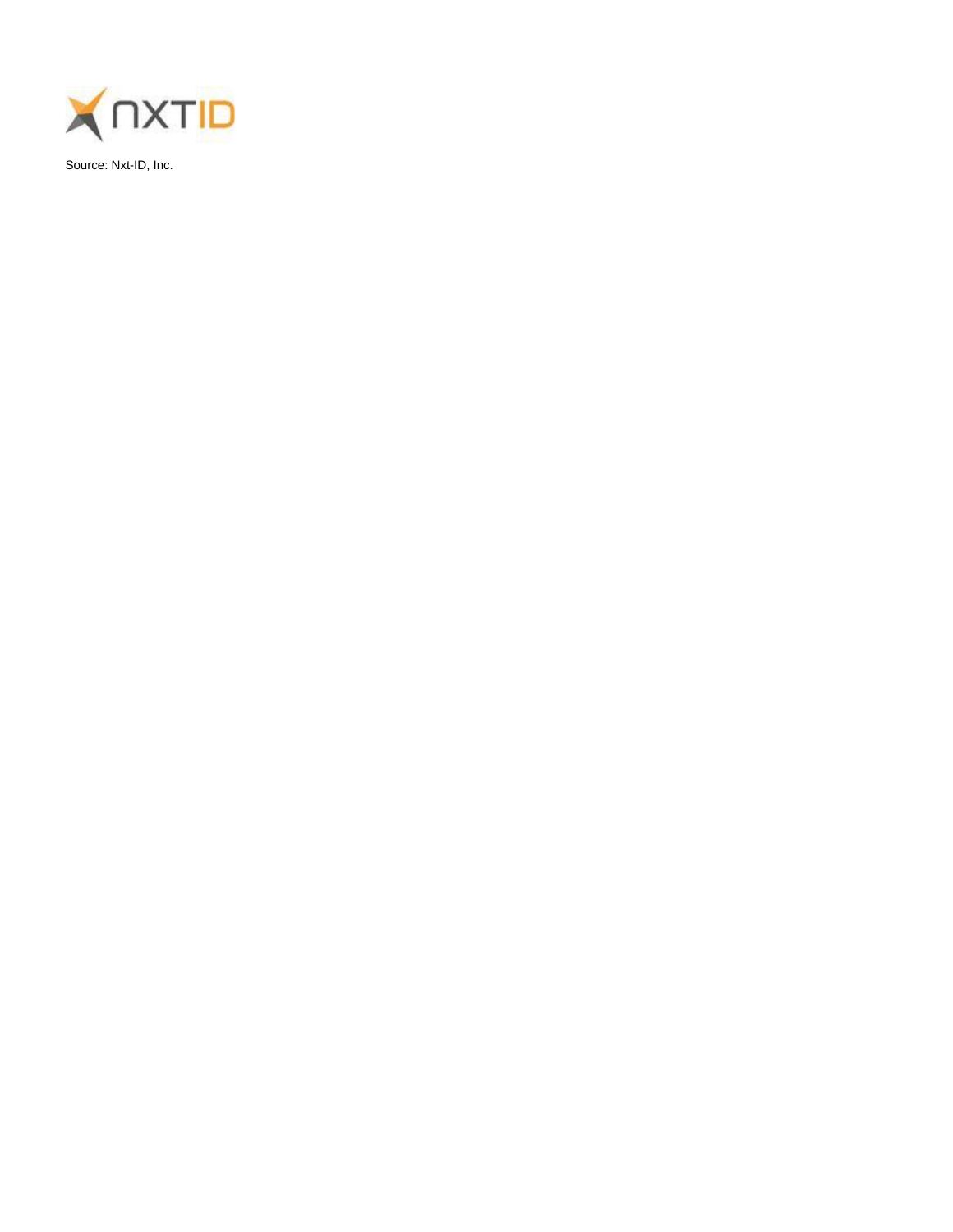NXTID

Source: Nxt-ID, Inc.